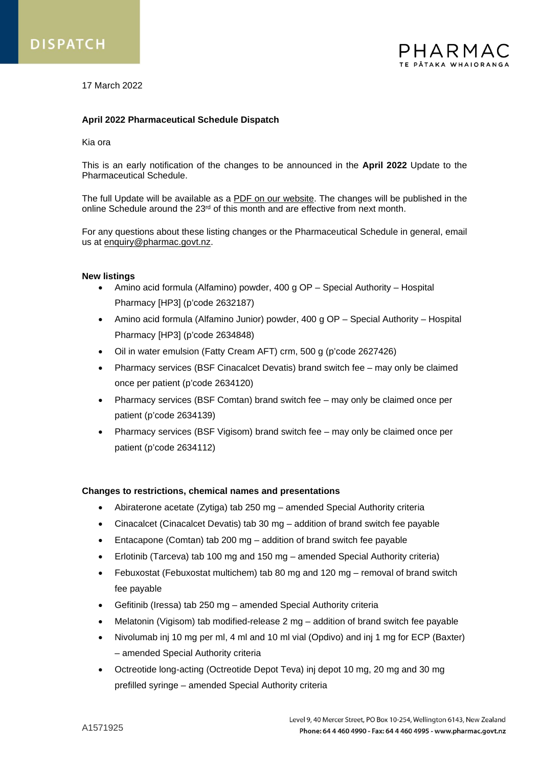DISPATCH

PHARMAC
TE PĀTAKA WHAIORANGA

17 March 2022

**April 2022 Pharmaceutical Schedule Dispatch**

Kia ora

This is an early notification of the changes to be announced in the **April 2022** Update to the Pharmaceutical Schedule.

The full Update will be available as a PDF on our website. The changes will be published in the online Schedule around the 23rd of this month and are effective from next month.

For any questions about these listing changes or the Pharmaceutical Schedule in general, email us at enquiry@pharmac.govt.nz.

**New listings**

- Amino acid formula (Alfamino) powder, 400 g OP – Special Authority – Hospital Pharmacy [HP3] (p'code 2632187)
- Amino acid formula (Alfamino Junior) powder, 400 g OP – Special Authority – Hospital Pharmacy [HP3] (p'code 2634848)
- Oil in water emulsion (Fatty Cream AFT) crm, 500 g (p'code 2627426)
- Pharmacy services (BSF Cinacalcet Devatis) brand switch fee – may only be claimed once per patient (p'code 2634120)
- Pharmacy services (BSF Comtan) brand switch fee – may only be claimed once per patient (p'code 2634139)
- Pharmacy services (BSF Vigisom) brand switch fee – may only be claimed once per patient (p'code 2634112)

**Changes to restrictions, chemical names and presentations**

- Abiraterone acetate (Zytiga) tab 250 mg – amended Special Authority criteria
- Cinacalcet (Cinacalcet Devatis) tab 30 mg – addition of brand switch fee payable
- Entacapone (Comtan) tab 200 mg – addition of brand switch fee payable
- Erlotinib (Tarceva) tab 100 mg and 150 mg – amended Special Authority criteria)
- Febuxostat (Febuxostat multichem) tab 80 mg and 120 mg – removal of brand switch fee payable
- Gefitinib (Iressa) tab 250 mg – amended Special Authority criteria
- Melatonin (Vigisom) tab modified-release 2 mg – addition of brand switch fee payable
- Nivolumab inj 10 mg per ml, 4 ml and 10 ml vial (Opdivo) and inj 1 mg for ECP (Baxter) – amended Special Authority criteria
- Octreotide long-acting (Octreotide Depot Teva) inj depot 10 mg, 20 mg and 30 mg prefilled syringe – amended Special Authority criteria

A1571925

Level 9, 40 Mercer Street, PO Box 10-254, Wellington 6143, New Zealand
Phone: 64 4 460 4990 - Fax: 64 4 460 4995 - www.pharmac.govt.nz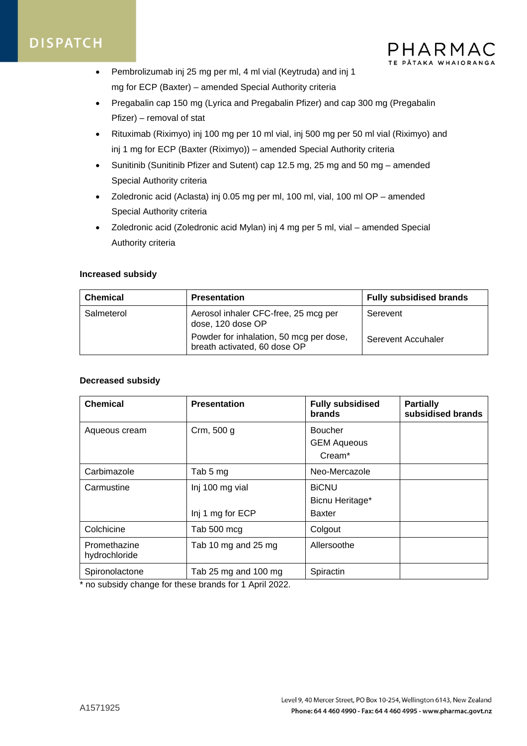- Pembrolizumab inj 25 mg per ml, 4 ml vial (Keytruda) and inj 1 mg for ECP (Baxter) – amended Special Authority criteria
- Pregabalin cap 150 mg (Lyrica and Pregabalin Pfizer) and cap 300 mg (Pregabalin Pfizer) – removal of stat
- Rituximab (Riximyo) inj 100 mg per 10 ml vial, inj 500 mg per 50 ml vial (Riximyo) and inj 1 mg for ECP (Baxter (Riximyo)) – amended Special Authority criteria
- Sunitinib (Sunitinib Pfizer and Sutent) cap 12.5 mg, 25 mg and 50 mg – amended Special Authority criteria
- Zoledronic acid (Aclasta) inj 0.05 mg per ml, 100 ml, vial, 100 ml OP – amended Special Authority criteria
- Zoledronic acid (Zoledronic acid Mylan) inj 4 mg per 5 ml, vial – amended Special Authority criteria

**Increased subsidy**

| Chemical | Presentation | Fully subsidised brands |
|---|---|---|
| Salmeterol | Aerosol inhaler CFC-free, 25 mcg per dose, 120 dose OP | Serevent |
| | Powder for inhalation, 50 mcg per dose, breath activated, 60 dose OP | Serevent Accuhaler |

**Decreased subsidy**

| Chemical | Presentation | Fully subsidised brands | Partially subsidised brands |
|---|---|---|---|
| Aqueous cream | Crm, 500 g | Boucher<br>GEM Aqueous Cream* | |
| Carbimazole | Tab 5 mg | Neo-Mercazole | |
| Carmustine | Inj 100 mg vial | BiCNU<br>Bicnu Heritage* | |
| | Inj 1 mg for ECP | Baxter | |
| Colchicine | Tab 500 mcg | Colgout | |
| Promethazine hydrochloride | Tab 10 mg and 25 mg | Allersoothe | |
| Spironolactone | Tab 25 mg and 100 mg | Spiractin | |

* no subsidy change for these brands for 1 April 2022.

A1571925